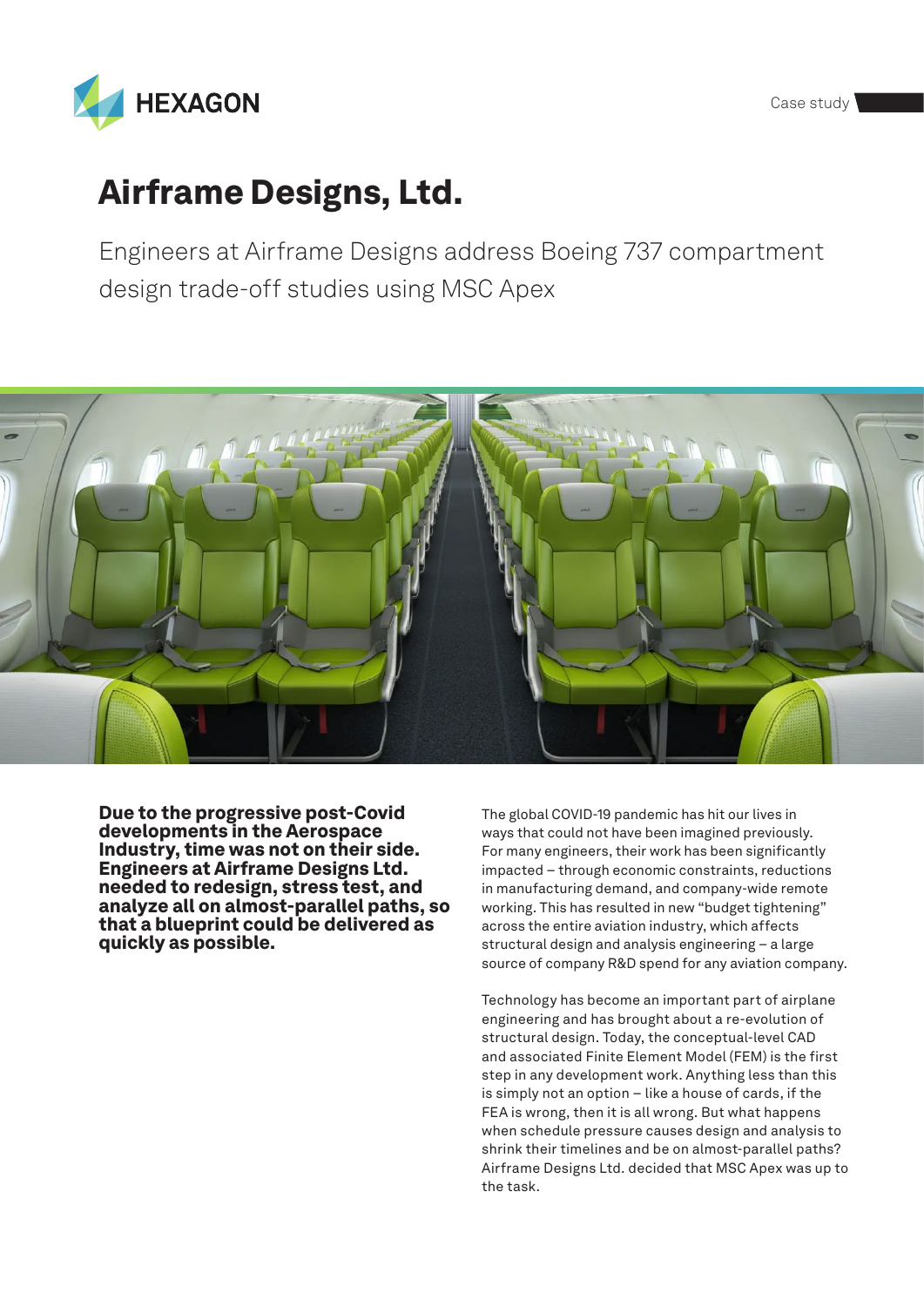HEXAGON

Case study

# Airframe Designs, Ltd.

Engineers at Airframe Designs address Boeing 737 compartment design trade-off studies using MSC Apex

**Due to the progressive post-Covid developments in the Aerospace Industry, time was not on their side. Engineers at Airframe Designs Ltd. needed to redesign, stress test, and analyze all on almost-parallel paths, so that a blueprint could be delivered as quickly as possible.**

The global COVID-19 pandemic has hit our lives in ways that could not have been imagined previously. For many engineers, their work has been significantly impacted – through economic constraints, reductions in manufacturing demand, and company-wide remote working. This has resulted in new "budget tightening" across the entire aviation industry, which affects structural design and analysis engineering – a large source of company R&D spend for any aviation company.

Technology has become an important part of airplane engineering and has brought about a re-evolution of structural design. Today, the conceptual-level CAD and associated Finite Element Model (FEM) is the first step in any development work. Anything less than this is simply not an option – like a house of cards, if the FEA is wrong, then it is all wrong. But what happens when schedule pressure causes design and analysis to shrink their timelines and be on almost-parallel paths? Airframe Designs Ltd. decided that MSC Apex was up to the task.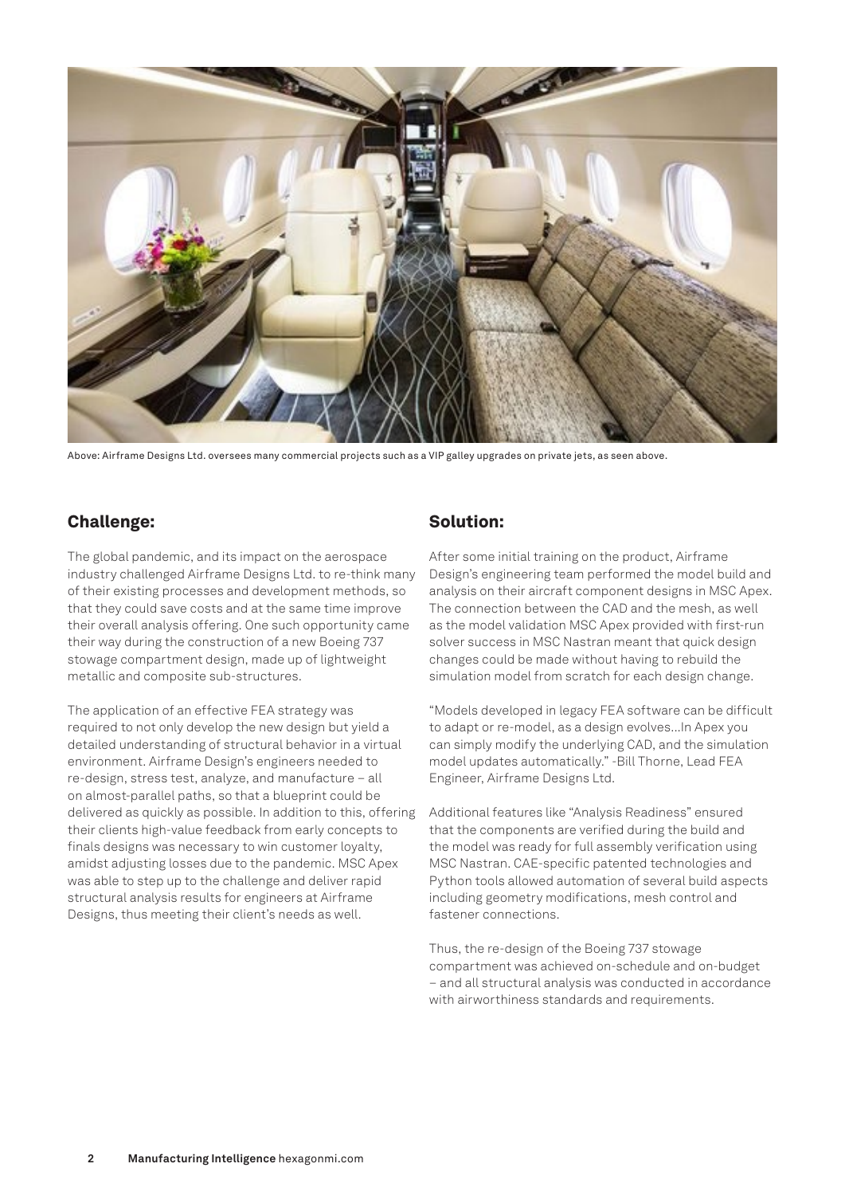Above: Airframe Designs Ltd. oversees many commercial projects such as a VIP galley upgrades on private jets, as seen above.

## Challenge:

The global pandemic, and its impact on the aerospace industry challenged Airframe Designs Ltd. to re-think many of their existing processes and development methods, so that they could save costs and at the same time improve their overall analysis offering. One such opportunity came their way during the construction of a new Boeing 737 stowage compartment design, made up of lightweight metallic and composite sub-structures.

The application of an effective FEA strategy was required to not only develop the new design but yield a detailed understanding of structural behavior in a virtual environment. Airframe Design's engineers needed to re-design, stress test, analyze, and manufacture – all on almost-parallel paths, so that a blueprint could be delivered as quickly as possible. In addition to this, offering their clients high-value feedback from early concepts to finals designs was necessary to win customer loyalty, amidst adjusting losses due to the pandemic. MSC Apex was able to step up to the challenge and deliver rapid structural analysis results for engineers at Airframe Designs, thus meeting their client's needs as well.

## Solution:

After some initial training on the product, Airframe Design's engineering team performed the model build and analysis on their aircraft component designs in MSC Apex. The connection between the CAD and the mesh, as well as the model validation MSC Apex provided with first-run solver success in MSC Nastran meant that quick design changes could be made without having to rebuild the simulation model from scratch for each design change.

"Models developed in legacy FEA software can be difficult to adapt or re-model, as a design evolves...In Apex you can simply modify the underlying CAD, and the simulation model updates automatically." -Bill Thorne, Lead FEA Engineer, Airframe Designs Ltd.

Additional features like "Analysis Readiness" ensured that the components are verified during the build and the model was ready for full assembly verification using MSC Nastran. CAE-specific patented technologies and Python tools allowed automation of several build aspects including geometry modifications, mesh control and fastener connections.

Thus, the re-design of the Boeing 737 stowage compartment was achieved on-schedule and on-budget – and all structural analysis was conducted in accordance with airworthiness standards and requirements.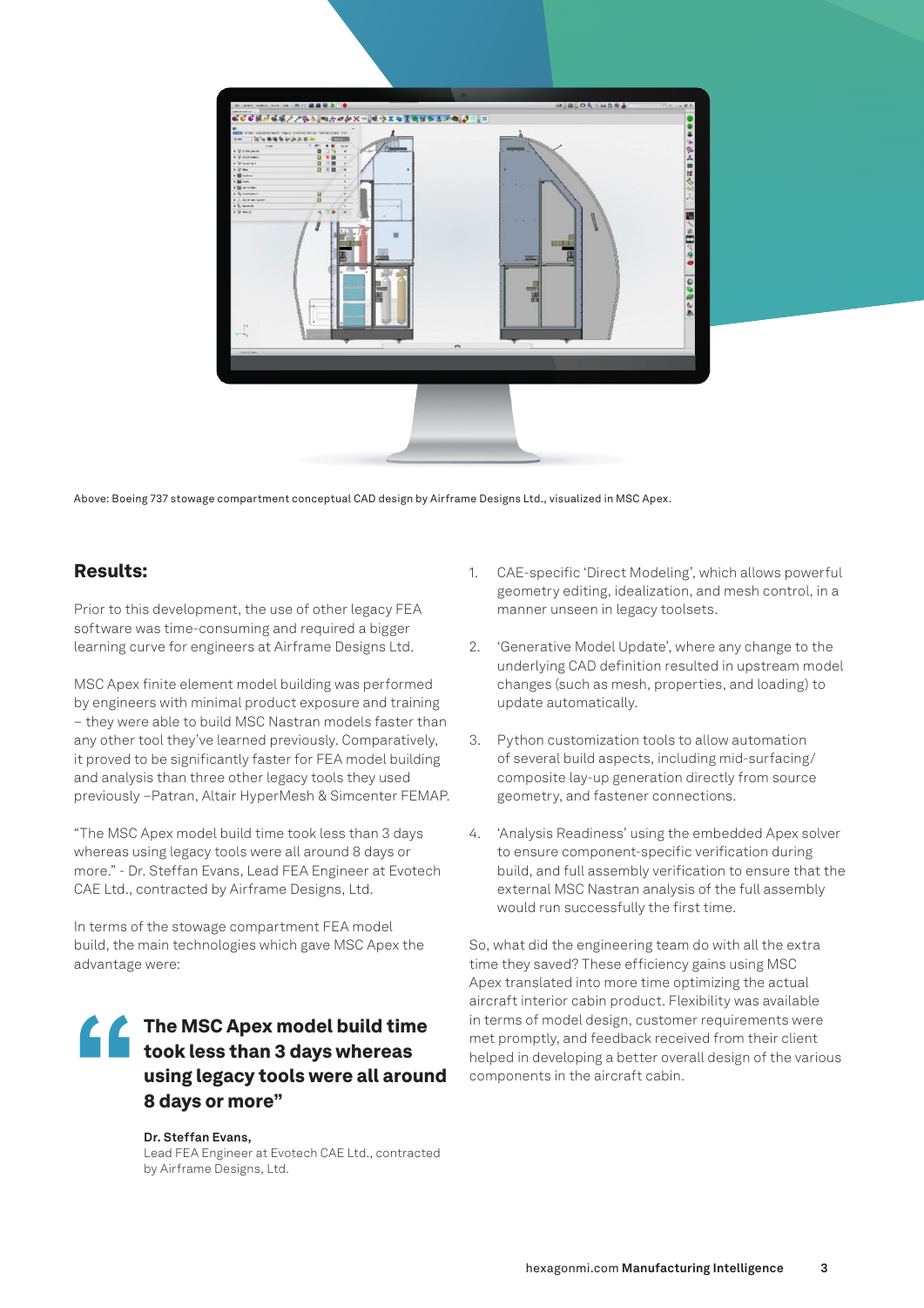Above: Boeing 737 stowage compartment conceptual CAD design by Airframe Designs Ltd., visualized in MSC Apex.

## Results:

Prior to this development, the use of other legacy FEA software was time-consuming and required a bigger learning curve for engineers at Airframe Designs Ltd.

MSC Apex finite element model building was performed by engineers with minimal product exposure and training – they were able to build MSC Nastran models faster than any other tool they've learned previously. Comparatively, it proved to be significantly faster for FEA model building and analysis than three other legacy tools they used previously –Patran, Altair HyperMesh & Simcenter FEMAP.

"The MSC Apex model build time took less than 3 days whereas using legacy tools were all around 8 days or more." - Dr. Steffan Evans, Lead FEA Engineer at Evotech CAE Ltd., contracted by Airframe Designs, Ltd.

In terms of the stowage compartment FEA model build, the main technologies which gave MSC Apex the advantage were:

> **The MSC Apex model build time took less than 3 days whereas using legacy tools were all around 8 days or more"**
>
> **Dr. Steffan Evans,**
> Lead FEA Engineer at Evotech CAE Ltd., contracted by Airframe Designs, Ltd.

1. CAE-specific 'Direct Modeling', which allows powerful geometry editing, idealization, and mesh control, in a manner unseen in legacy toolsets.

2. 'Generative Model Update', where any change to the underlying CAD definition resulted in upstream model changes (such as mesh, properties, and loading) to update automatically.

3. Python customization tools to allow automation of several build aspects, including mid-surfacing/composite lay-up generation directly from source geometry, and fastener connections.

4. 'Analysis Readiness' using the embedded Apex solver to ensure component-specific verification during build, and full assembly verification to ensure that the external MSC Nastran analysis of the full assembly would run successfully the first time.

So, what did the engineering team do with all the extra time they saved? These efficiency gains using MSC Apex translated into more time optimizing the actual aircraft interior cabin product. Flexibility was available in terms of model design, customer requirements were met promptly, and feedback received from their client helped in developing a better overall design of the various components in the aircraft cabin.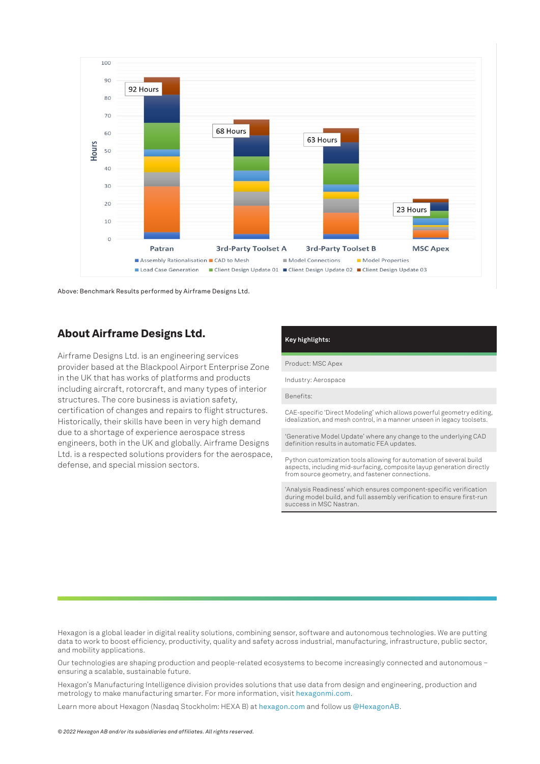100
90
80
70
60
50
40
30
20
10
0

Hours

92 Hours

68 Hours

63 Hours

23 Hours

Patran
3rd-Party Toolset A
3rd-Party Toolset B
MSC Apex

Assembly Rationalisation
CAD to Mesh
Model Connections
Model Properties
Load Case Generation
Client Design Update 01
Client Design Update 02
Client Design Update 03

Above: Benchmark Results performed by Airframe Designs Ltd.

## About Airframe Designs Ltd.

Airframe Designs Ltd. is an engineering services provider based at the Blackpool Airport Enterprise Zone in the UK that has works of platforms and products including aircraft, rotorcraft, and many types of interior structures. The core business is aviation safety, certification of changes and repairs to flight structures. Historically, their skills have been in very high demand due to a shortage of experience aerospace stress engineers, both in the UK and globally. Airframe Designs Ltd. is a respected solutions providers for the aerospace, defense, and special mission sectors.

**Key highlights:**

Product: MSC Apex

Industry: Aerospace

Benefits:

CAE-specific 'Direct Modeling' which allows powerful geometry editing, idealization, and mesh control, in a manner unseen in legacy toolsets.

'Generative Model Update' where any change to the underlying CAD definition results in automatic FEA updates.

Python customization tools allowing for automation of several build aspects, including mid-surfacing, composite layup generation directly from source geometry, and fastener connections.

'Analysis Readiness' which ensures component-specific verification during model build, and full assembly verification to ensure first-run success in MSC Nastran.

Hexagon is a global leader in digital reality solutions, combining sensor, software and autonomous technologies. We are putting data to work to boost efficiency, productivity, quality and safety across industrial, manufacturing, infrastructure, public sector, and mobility applications.

Our technologies are shaping production and people-related ecosystems to become increasingly connected and autonomous – ensuring a scalable, sustainable future.

Hexagon's Manufacturing Intelligence division provides solutions that use data from design and engineering, production and metrology to make manufacturing smarter. For more information, visit hexagonmi.com.

Learn more about Hexagon (Nasdaq Stockholm: HEXA B) at hexagon.com and follow us @HexagonAB.

*© 2022 Hexagon AB and/or its subsidiaries and affiliates. All rights reserved.*